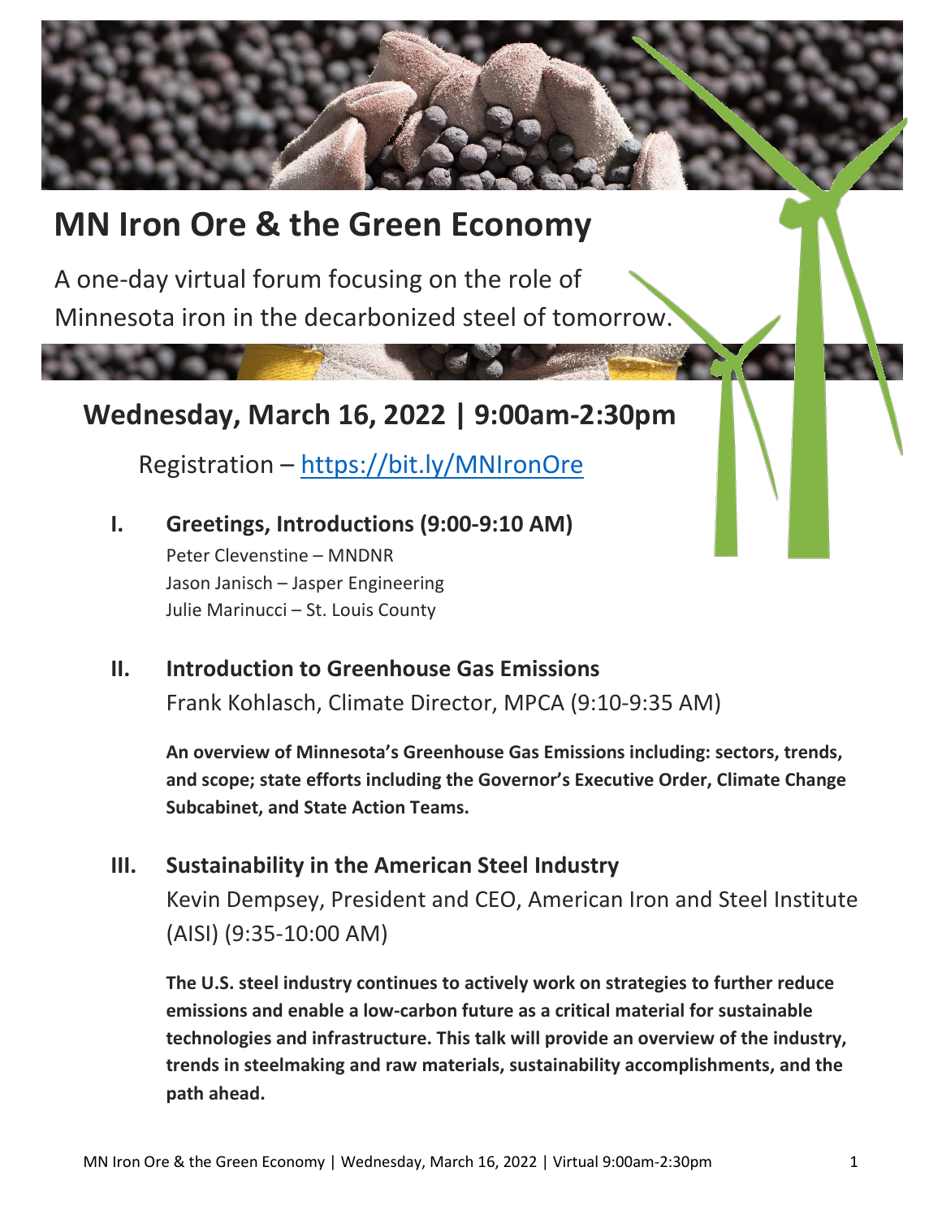# MN Iron Ore & the Green Economy

A one-day virtual forum focusing on the role of Minnesota iron in the decarbonized steel of tomorrow.

## Wednesday, March 16, 2022 | 9:00am-2:30pm

Registration – [https://bit.ly/MNIronOre](https://bit.ly/MNIronOre)

### I. Greetings, Introductions (9:00-9:10 AM)

Peter Clevenstine – MNDNR
Jason Janisch – Jasper Engineering
Julie Marinucci – St. Louis County

### II. Introduction to Greenhouse Gas Emissions

Frank Kohlasch, Climate Director, MPCA (9:10-9:35 AM)

**An overview of Minnesota's Greenhouse Gas Emissions including: sectors, trends, and scope; state efforts including the Governor's Executive Order, Climate Change Subcabinet, and State Action Teams.**

### III. Sustainability in the American Steel Industry

Kevin Dempsey, President and CEO, American Iron and Steel Institute (AISI) (9:35-10:00 AM)

**The U.S. steel industry continues to actively work on strategies to further reduce emissions and enable a low-carbon future as a critical material for sustainable technologies and infrastructure. This talk will provide an overview of the industry, trends in steelmaking and raw materials, sustainability accomplishments, and the path ahead.**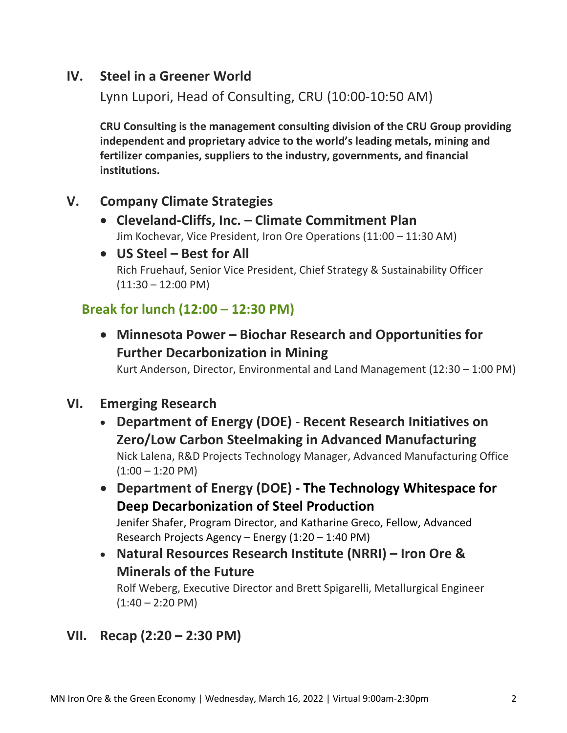## IV. Steel in a Greener World

Lynn Lupori, Head of Consulting, CRU (10:00-10:50 AM)

**CRU Consulting is the management consulting division of the CRU Group providing independent and proprietary advice to the world's leading metals, mining and fertilizer companies, suppliers to the industry, governments, and financial institutions.**

## V. Company Climate Strategies

- **Cleveland-Cliffs, Inc. – Climate Commitment Plan**
  Jim Kochevar, Vice President, Iron Ore Operations (11:00 – 11:30 AM)
- **US Steel – Best for All**
  Rich Fruehauf, Senior Vice President, Chief Strategy & Sustainability Officer (11:30 – 12:00 PM)

**Break for lunch (12:00 – 12:30 PM)**

- **Minnesota Power – Biochar Research and Opportunities for Further Decarbonization in Mining**
  Kurt Anderson, Director, Environmental and Land Management (12:30 – 1:00 PM)

## VI. Emerging Research

- **Department of Energy (DOE) - Recent Research Initiatives on Zero/Low Carbon Steelmaking in Advanced Manufacturing**
  Nick Lalena, R&D Projects Technology Manager, Advanced Manufacturing Office (1:00 – 1:20 PM)
- **Department of Energy (DOE) - The Technology Whitespace for Deep Decarbonization of Steel Production**
  Jenifer Shafer, Program Director, and Katharine Greco, Fellow, Advanced Research Projects Agency – Energy (1:20 – 1:40 PM)
- **Natural Resources Research Institute (NRRI) – Iron Ore & Minerals of the Future**
  Rolf Weberg, Executive Director and Brett Spigarelli, Metallurgical Engineer (1:40 – 2:20 PM)

## VII. Recap (2:20 – 2:30 PM)